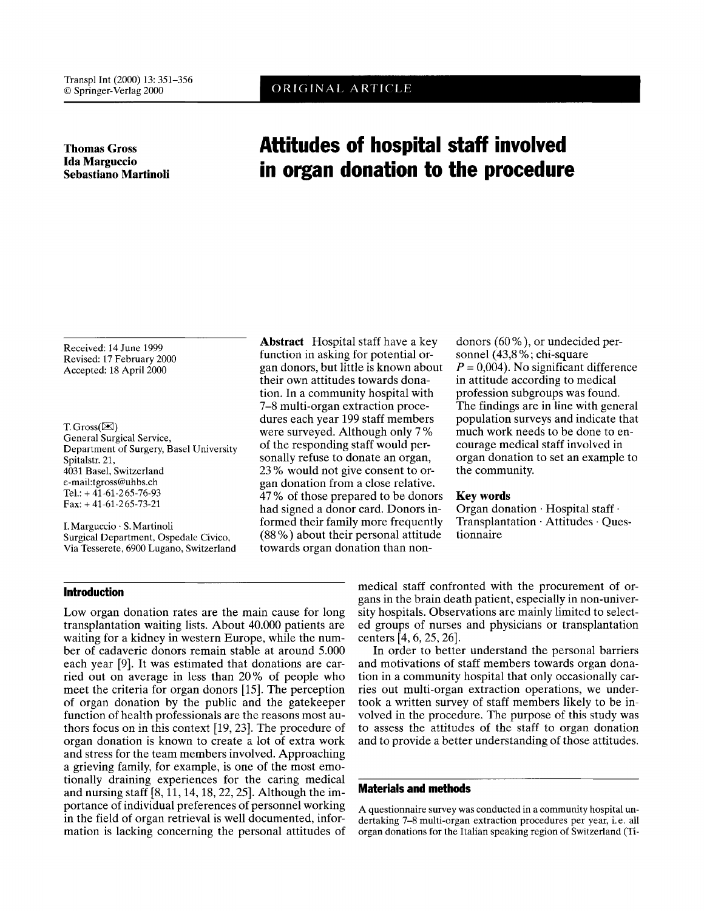ORIGINAL ARTICLE

**Thomas Gross**
**Ida Marguccio**
**Sebastiano Martinoli**

# Attitudes of hospital staff involved in organ donation to the procedure

Received: 14 June 1999
Revised: 17 February 2000
Accepted: 18 April 2000

T. Gross (✉)
General Surgical Service,
Department of Surgery, Basel University
Spitalstr. 21,
4031 Basel, Switzerland
e-mail:tgross@uhbs.ch
Tel.: + 41-61-2 65-76-93
Fax: + 41-61-2 65-73-21

I. Marguccio · S. Martinoli
Surgical Department, Ospedale Civico,
Via Tesserete, 6900 Lugano, Switzerland

**Abstract** Hospital staff have a key function in asking for potential organ donors, but little is known about their own attitudes towards donation. In a community hospital with 7–8 multi-organ extraction procedures each year 199 staff members were surveyed. Although only 7% of the responding staff would personally refuse to donate an organ, 23% would not give consent to organ donation from a close relative. 47% of those prepared to be donors had signed a donor card. Donors informed their family more frequently (88%) about their personal attitude towards organ donation than non-donors (60%), or undecided personnel (43,8%; chi-square $P = 0{,}004$). No significant difference in attitude according to medical profession subgroups was found. The findings are in line with general population surveys and indicate that much work needs to be done to encourage medical staff involved in organ donation to set an example to the community.

**Key words** Organ donation · Hospital staff · Transplantation · Attitudes · Questionnaire

## Introduction

Low organ donation rates are the main cause for long transplantation waiting lists. About 40.000 patients are waiting for a kidney in western Europe, while the number of cadaveric donors remain stable at around 5.000 each year [9]. It was estimated that donations are carried out on average in less than 20% of people who meet the criteria for organ donors [15]. The perception of organ donation by the public and the gatekeeper function of health professionals are the reasons most authors focus on in this context [19, 23]. The procedure of organ donation is known to create a lot of extra work and stress for the team members involved. Approaching a grieving family, for example, is one of the most emotionally draining experiences for the caring medical and nursing staff [8, 11, 14, 18, 22, 25]. Although the importance of individual preferences of personnel working in the field of organ retrieval is well documented, information is lacking concerning the personal attitudes of medical staff confronted with the procurement of organs in the brain death patient, especially in non-university hospitals. Observations are mainly limited to selected groups of nurses and physicians or transplantation centers [4, 6, 25, 26].

In order to better understand the personal barriers and motivations of staff members towards organ donation in a community hospital that only occasionally carries out multi-organ extraction operations, we undertook a written survey of staff members likely to be involved in the procedure. The purpose of this study was to assess the attitudes of the staff to organ donation and to provide a better understanding of those attitudes.

## Materials and methods

A questionnaire survey was conducted in a community hospital undertaking 7–8 multi-organ extraction procedures per year, i.e. all organ donations for the Italian speaking region of Switzerland (Ti-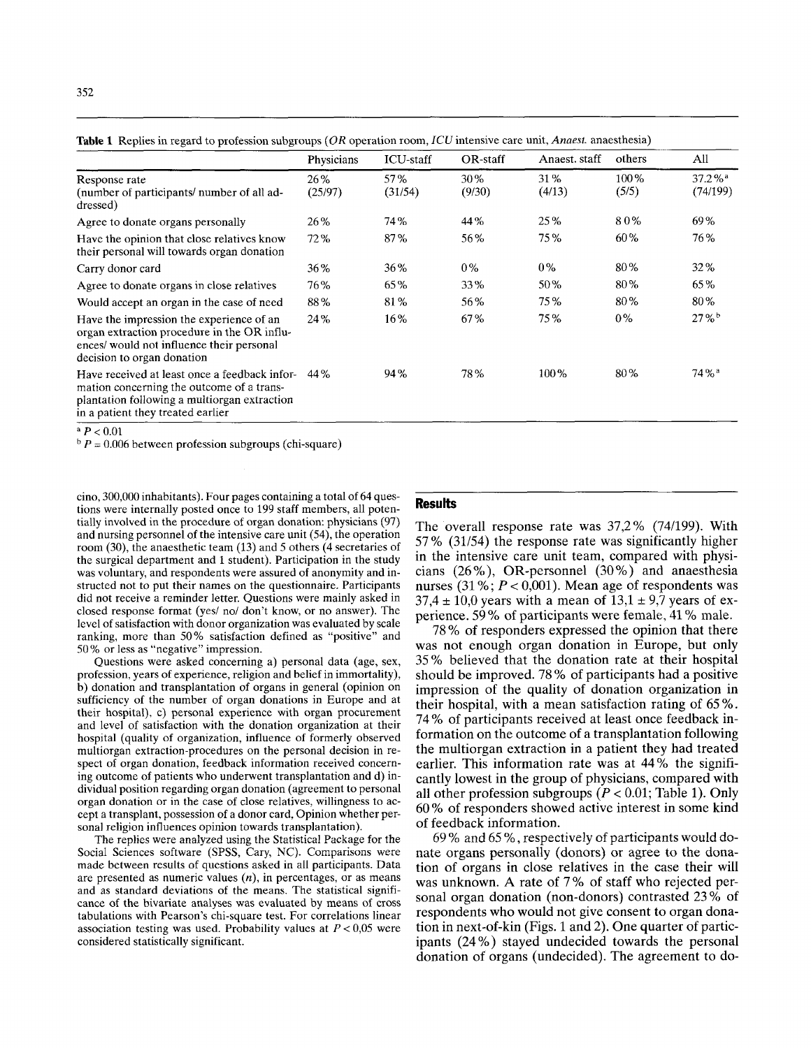**Table 1** Replies in regard to profession subgroups (*OR* operation room, *ICU* intensive care unit, *Anaest.* anaesthesia)

| | Physicians | ICU-staff | OR-staff | Anaest. staff | others | All |
|---|---|---|---|---|---|---|
| Response rate (number of participants/ number of all addressed) | 26% (25/97) | 57% (31/54) | 30% (9/30) | 31% (4/13) | 100% (5/5) | 37.2%[a] (74/199) |
| Agree to donate organs personally | 26% | 74% | 44% | 25% | 80% | 69% |
| Have the opinion that close relatives know their personal will towards organ donation | 72% | 87% | 56% | 75% | 60% | 76% |
| Carry donor card | 36% | 36% | 0% | 0% | 80% | 32% |
| Agree to donate organs in close relatives | 76% | 65% | 33% | 50% | 80% | 65% |
| Would accept an organ in the case of need | 88% | 81% | 56% | 75% | 80% | 80% |
| Have the impression the experience of an organ extraction procedure in the OR influences/ would not influence their personal decision to organ donation | 24% | 16% | 67% | 75% | 0% | 27%[b] |
| Have received at least once a feedback information concerning the outcome of a transplantation following a multiorgan extraction in a patient they treated earlier | 44% | 94% | 78% | 100% | 80% | 74%[a] |

[a] $P < 0.01$

[b] $P = 0.006$ between profession subgroups (chi-square)

cino, 300,000 inhabitants). Four pages containing a total of 64 questions were internally posted once to 199 staff members, all potentially involved in the procedure of organ donation: physicians (97) and nursing personnel of the intensive care unit (54), the operation room (30), the anaesthetic team (13) and 5 others (4 secretaries of the surgical department and 1 student). Participation in the study was voluntary, and respondents were assured of anonymity and instructed not to put their names on the questionnaire. Participants did not receive a reminder letter. Questions were mainly asked in closed response format (yes/ no/ don't know, or no answer). The level of satisfaction with donor organization was evaluated by scale ranking, more than 50% satisfaction defined as "positive" and 50% or less as "negative" impression.

Questions were asked concerning a) personal data (age, sex, profession, years of experience, religion and belief in immortality), b) donation and transplantation of organs in general (opinion on sufficiency of the number of organ donations in Europe and at their hospital), c) personal experience with organ procurement and level of satisfaction with the donation organization at their hospital (quality of organization, influence of formerly observed multiorgan extraction-procedures on the personal decision in respect of organ donation, feedback information received concerning outcome of patients who underwent transplantation and d) individual position regarding organ donation (agreement to personal organ donation or in the case of close relatives, willingness to accept a transplant, possession of a donor card, Opinion whether personal religion influences opinion towards transplantation).

The replies were analyzed using the Statistical Package for the Social Sciences software (SPSS, Cary, NC). Comparisons were made between results of questions asked in all participants. Data are presented as numeric values ($n$), in percentages, or as means and as standard deviations of the means. The statistical significance of the bivariate analyses was evaluated by means of cross tabulations with Pearson's chi-square test. For correlations linear association testing was used. Probability values at $P < 0{,}05$ were considered statistically significant.

## Results

The overall response rate was 37,2% (74/199). With 57% (31/54) the response rate was significantly higher in the intensive care unit team, compared with physicians (26%), OR-personnel (30%) and anaesthesia nurses (31%; $P < 0{,}001$). Mean age of respondents was $37{,}4 \pm 10{,}0$ years with a mean of $13{,}1 \pm 9{,}7$ years of experience. 59% of participants were female, 41% male.

78% of responders expressed the opinion that there was not enough organ donation in Europe, but only 35% believed that the donation rate at their hospital should be improved. 78% of participants had a positive impression of the quality of donation organization in their hospital, with a mean satisfaction rating of 65%. 74% of participants received at least once feedback information on the outcome of a transplantation following the multiorgan extraction in a patient they had treated earlier. This information rate was at 44% the significantly lowest in the group of physicians, compared with all other profession subgroups ($P < 0.01$; Table 1). Only 60% of responders showed active interest in some kind of feedback information.

69% and 65%, respectively of participants would donate organs personally (donors) or agree to the donation of organs in close relatives in the case their will was unknown. A rate of 7% of staff who rejected personal organ donation (non-donors) contrasted 23% of respondents who would not give consent to organ donation in next-of-kin (Figs. 1 and 2). One quarter of participants (24%) stayed undecided towards the personal donation of organs (undecided). The agreement to do-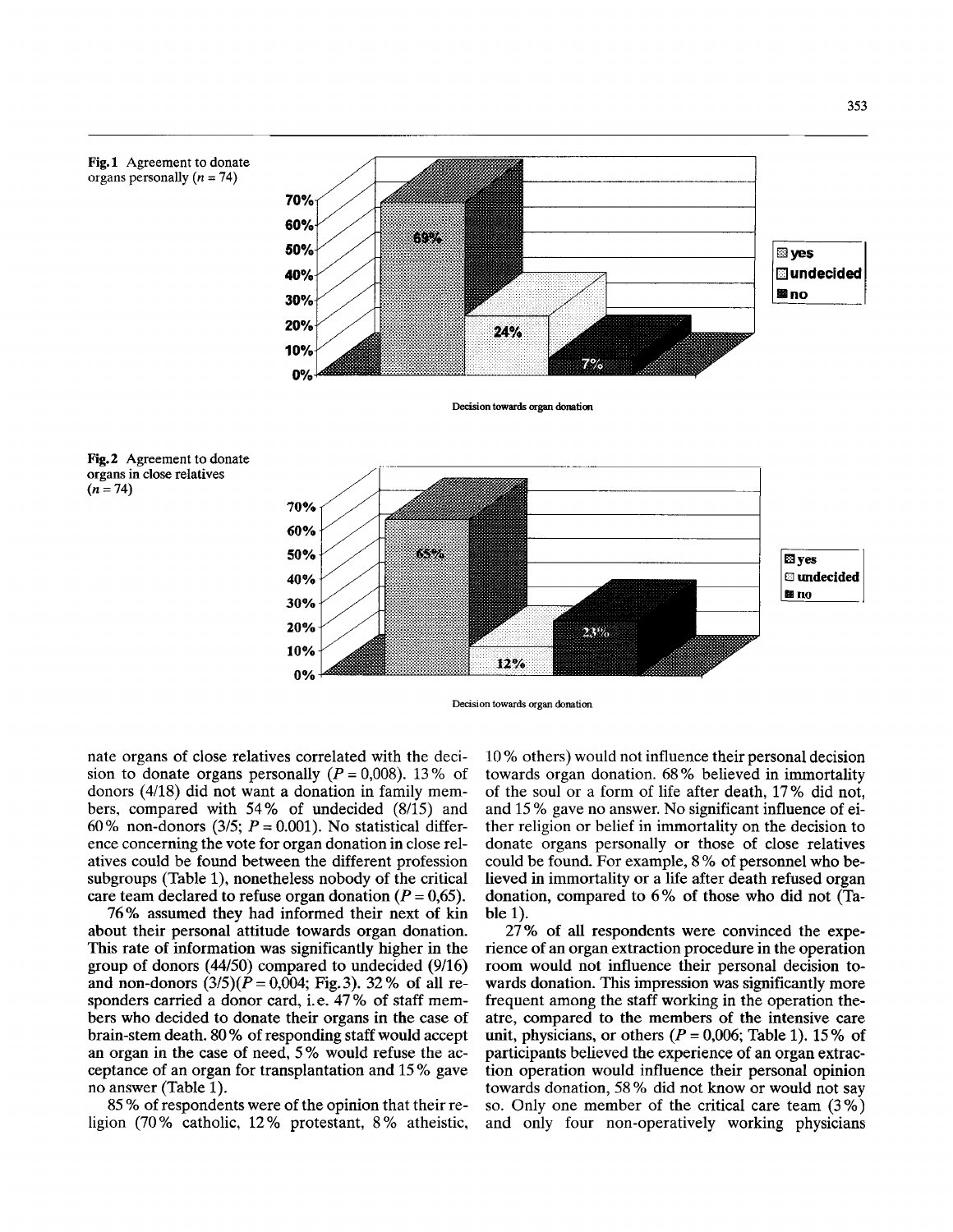Fig. 1 Agreement to donate organs personally ($n = 74$)

Fig. 2 Agreement to donate organs in close relatives ($n = 74$)

nate organs of close relatives correlated with the decision to donate organs personally ($P = 0{,}008$). 13% of donors (4/18) did not want a donation in family members, compared with 54% of undecided (8/15) and 60% non-donors (3/5; $P = 0.001$). No statistical difference concerning the vote for organ donation in close relatives could be found between the different profession subgroups (Table 1), nonetheless nobody of the critical care team declared to refuse organ donation ($P = 0{,}65$).

76% assumed they had informed their next of kin about their personal attitude towards organ donation. This rate of information was significantly higher in the group of donors (44/50) compared to undecided (9/16) and non-donors (3/5)($P = 0{,}004$; Fig. 3). 32% of all responders carried a donor card, i.e. 47% of staff members who decided to donate their organs in the case of brain-stem death. 80% of responding staff would accept an organ in the case of need, 5% would refuse the acceptance of an organ for transplantation and 15% gave no answer (Table 1).

85% of respondents were of the opinion that their religion (70% catholic, 12% protestant, 8% atheistic, 10% others) would not influence their personal decision towards organ donation. 68% believed in immortality of the soul or a form of life after death, 17% did not, and 15% gave no answer. No significant influence of either religion or belief in immortality on the decision to donate organs personally or those of close relatives could be found. For example, 8% of personnel who believed in immortality or a life after death refused organ donation, compared to 6% of those who did not (Table 1).

27% of all respondents were convinced the experience of an organ extraction procedure in the operation room would not influence their personal decision towards donation. This impression was significantly more frequent among the staff working in the operation theatre, compared to the members of the intensive care unit, physicians, or others ($P = 0{,}006$; Table 1). 15% of participants believed the experience of an organ extraction operation would influence their personal opinion towards donation, 58% did not know or would not say so. Only one member of the critical care team (3%) and only four non-operatively working physicians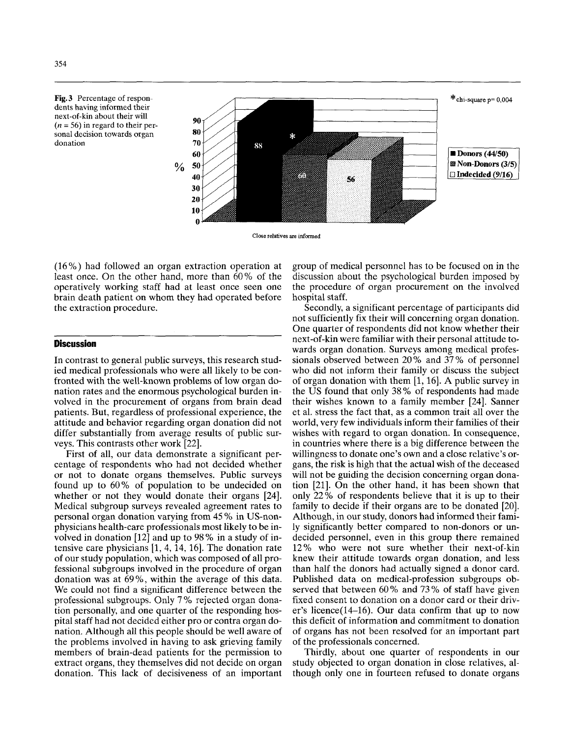**Fig. 3** Percentage of respondents having informed their next-of-kin about their will ($n = 56$) in regard to their personal decision towards organ donation

(16%) had followed an organ extraction operation at least once. On the other hand, more than 60% of the operatively working staff had at least once seen one brain death patient on whom they had operated before the extraction procedure.

## Discussion

In contrast to general public surveys, this research studied medical professionals who were all likely to be confronted with the well-known problems of low organ donation rates and the enormous psychological burden involved in the procurement of organs from brain dead patients. But, regardless of professional experience, the attitude and behavior regarding organ donation did not differ substantially from average results of public surveys. This contrasts other work [22].

First of all, our data demonstrate a significant percentage of respondents who had not decided whether or not to donate organs themselves. Public surveys found up to 60% of population to be undecided on whether or not they would donate their organs [24]. Medical subgroup surveys revealed agreement rates to personal organ donation varying from 45% in US-non-physicians health-care professionals most likely to be involved in donation [12] and up to 98% in a study of intensive care physicians [1, 4, 14, 16]. The donation rate of our study population, which was composed of all professional subgroups involved in the procedure of organ donation was at 69%, within the average of this data. We could not find a significant difference between the professional subgroups. Only 7% rejected organ donation personally, and one quarter of the responding hospital staff had not decided either pro or contra organ donation. Although all this people should be well aware of the problems involved in having to ask grieving family members of brain-dead patients for the permission to extract organs, they themselves did not decide on organ donation. This lack of decisiveness of an important group of medical personnel has to be focused on in the discussion about the psychological burden imposed by the procedure of organ procurement on the involved hospital staff.

Secondly, a significant percentage of participants did not sufficiently fix their will concerning organ donation. One quarter of respondents did not know whether their next-of-kin were familiar with their personal attitude towards organ donation. Surveys among medical professionals observed between 20% and 37% of personnel who did not inform their family or discuss the subject of organ donation with them [1, 16]. A public survey in the US found that only 38% of respondents had made their wishes known to a family member [24]. Sanner et al. stress the fact that, as a common trait all over the world, very few individuals inform their families of their wishes with regard to organ donation. In consequence, in countries where there is a big difference between the willingness to donate one's own and a close relative's organs, the risk is high that the actual wish of the deceased will not be guiding the decision concerning organ donation [21]. On the other hand, it has been shown that only 22% of respondents believe that it is up to their family to decide if their organs are to be donated [20]. Although, in our study, donors had informed their family significantly better compared to non-donors or undecided personnel, even in this group there remained 12% who were not sure whether their next-of-kin knew their attitude towards organ donation, and less than half the donors had actually signed a donor card. Published data on medical-profession subgroups observed that between 60% and 73% of staff have given fixed consent to donation on a donor card or their driver's licence(14–16). Our data confirm that up to now this deficit of information and commitment to donation of organs has not been resolved for an important part of the professionals concerned.

Thirdly, about one quarter of respondents in our study objected to organ donation in close relatives, although only one in fourteen refused to donate organs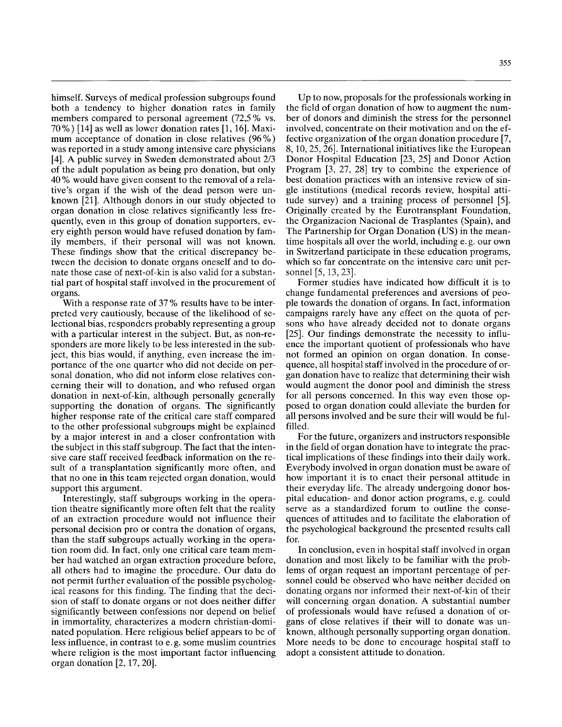himself. Surveys of medical profession subgroups found both a tendency to higher donation rates in family members compared to personal agreement (72,5 % vs. 70 %) [14] as well as lower donation rates [1, 16]. Maximum acceptance of donation in close relatives (96 %) was reported in a study among intensive care physicians [4]. A public survey in Sweden demonstrated about 2/3 of the adult population as being pro donation, but only 40 % would have given consent to the removal of a relative's organ if the wish of the dead person were unknown [21]. Although donors in our study objected to organ donation in close relatives significantly less frequently, even in this group of donation supporters, every eighth person would have refused donation by family members, if their personal will was not known. These findings show that the critical discrepancy between the decision to donate organs oneself and to donate those case of next-of-kin is also valid for a substantial part of hospital staff involved in the procurement of organs.

With a response rate of 37 % results have to be interpreted very cautiously, because of the likelihood of selectional bias, responders probably representing a group with a particular interest in the subject. But, as non-responders are more likely to be less interested in the subject, this bias would, if anything, even increase the importance of the one quarter who did not decide on personal donation, who did not inform close relatives concerning their will to donation, and who refused organ donation in next-of-kin, although personally generally supporting the donation of organs. The significantly higher response rate of the critical care staff compared to the other professional subgroups might be explained by a major interest in and a closer confrontation with the subject in this staff subgroup. The fact that the intensive care staff received feedback information on the result of a transplantation significantly more often, and that no one in this team rejected organ donation, would support this argument.

Interestingly, staff subgroups working in the operation theatre significantly more often felt that the reality of an extraction procedure would not influence their personal decision pro or contra the donation of organs, than the staff subgroups actually working in the operation room did. In fact, only one critical care team member had watched an organ extraction procedure before, all others had to imagine the procedure. Our data do not permit further evaluation of the possible psychological reasons for this finding. The finding that the decision of staff to donate organs or not does neither differ significantly between confessions nor depend on belief in immortality, characterizes a modern christian-dominated population. Here religious belief appears to be of less influence, in contrast to e. g. some muslim countries where religion is the most important factor influencing organ donation [2, 17, 20].

Up to now, proposals for the professionals working in the field of organ donation of how to augment the number of donors and diminish the stress for the personnel involved, concentrate on their motivation and on the effective organization of the organ donation procedure [7, 8, 10, 25, 26]. International initiatives like the European Donor Hospital Education [23, 25] and Donor Action Program [3, 27, 28] try to combine the experience of best donation practices with an intensive review of single institutions (medical records review, hospital attitude survey) and a training process of personnel [5]. Originally created by the Eurotransplant Foundation, the Organizacion Nacional de Trasplantes (Spain), and The Partnership for Organ Donation (US) in the meantime hospitals all over the world, including e. g. our own in Switzerland participate in these education programs, which so far concentrate on the intensive care unit personnel [5, 13, 23].

Former studies have indicated how difficult it is to change fundamental preferences and aversions of people towards the donation of organs. In fact, information campaigns rarely have any effect on the quota of persons who have already decided not to donate organs [25]. Our findings demonstrate the necessity to influence the important quotient of professionals who have not formed an opinion on organ donation. In consequence, all hospital staff involved in the procedure of organ donation have to realize that determining their wish would augment the donor pool and diminish the stress for all persons concerned. In this way even those opposed to organ donation could alleviate the burden for all persons involved and be sure their will would be fulfilled.

For the future, organizers and instructors responsible in the field of organ donation have to integrate the practical implications of these findings into their daily work. Everybody involved in organ donation must be aware of how important it is to enact their personal attitude in their everyday life. The already undergoing donor hospital education- and donor action programs, e. g. could serve as a standardized forum to outline the consequences of attitudes and to facilitate the elaboration of the psychological background the presented results call for.

In conclusion, even in hospital staff involved in organ donation and most likely to be familiar with the problems of organ request an important percentage of personnel could be observed who have neither decided on donating organs nor informed their next-of-kin of their will concerning organ donation. A substantial number of professionals would have refused a donation of organs of close relatives if their will to donate was unknown, although personally supporting organ donation. More needs to be done to encourage hospital staff to adopt a consistent attitude to donation.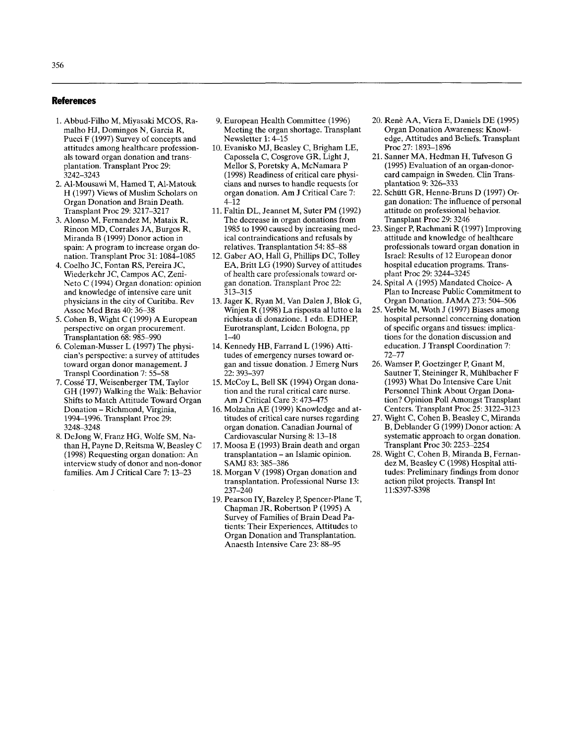## References

1. Abbud-Filho M, Miyasaki MCOS, Ramalho HJ, Domingos N, Garcia R, Pucci F (1997) Survey of concepts and attitudes among healthcare professionals toward organ donation and transplantation. Transplant Proc 29: 3242–3243
2. Al-Mousawi M, Hamed T, Al-Matouk H (1997) Views of Muslim Scholars on Organ Donation and Brain Death. Transplant Proc 29: 3217–3217
3. Alonso M, Fernandez M, Mataix R, Rincon MD, Corrales JA, Burgos R, Miranda B (1999) Donor action in spain: A program to increase organ donation. Transplant Proc 31: 1084–1085
4. Coelho JC, Fontan RS, Pereira JC, Wiederkehr JC, Campos AC, Zeni-Neto C (1994) Organ donation: opinion and knowledge of intensive care unit physicians in the city of Curitiba. Rev Assoc Med Bras 40: 36–38
5. Cohen B, Wight C (1999) A European perspective on organ procurement. Transplantation 68: 985–990
6. Coleman-Musser L (1997) The physician's perspective: a survey of attitudes toward organ donor management. J Transpl Coordination 7: 55–58
7. Cossé TJ, Weisenberger TM, Taylor GH (1997) Walking the Walk: Behavior Shifts to Match Attitude Toward Organ Donation – Richmond, Virginia, 1994–1996. Transplant Proc 29: 3248–3248
8. DeJong W, Franz HG, Wolfe SM, Nathan H, Payne D, Reitsma W, Beasley C (1998) Requesting organ donation: An interview study of donor and non-donor families. Am J Critical Care 7: 13–23
9. European Health Committee (1996) Meeting the organ shortage. Transplant Newsletter 1: 4–15
10. Evanisko MJ, Beasley C, Brigham LE, Capossela C, Cosgrove GR, Light J, Mellor S, Poretsky A, McNamara P (1998) Readiness of critical care physicians and nurses to handle requests for organ donation. Am J Critical Care 7: 4–12
11. Faltin DL, Jeannet M, Suter PM (1992) The decrease in organ donations from 1985 to 1990 caused by increasing medical contraindications and refusals by relatives. Transplantation 54: 85–88
12. Gaber AO, Hall G, Phillips DC, Tolley EA, Britt LG (1990) Survey of attitudes of health care professionals toward organ donation. Transplant Proc 22: 313–315
13. Jager K, Ryan M, Van Dalen J, Blok G, Winjen R (1998) La risposta al lutto e la richiesta di donazione. 1 edn. EDHEP, Eurotransplant, Leiden Bologna, pp 1–40
14. Kennedy HB, Farrand L (1996) Attitudes of emergency nurses toward organ and tissue donation. J Emerg Nurs 22: 393–397
15. McCoy L, Bell SK (1994) Organ donation and the rural critical care nurse. Am J Critical Care 3: 473–475
16. Molzahn AE (1999) Knowledge and attitudes of critical care nurses regarding organ donation. Canadian Journal of Cardiovascular Nursing 8: 13–18
17. Moosa E (1993) Brain death and organ transplantation – an Islamic opinion. SAMJ 83: 385–386
18. Morgan V (1998) Organ donation and transplantation. Professional Nurse 13: 237–240
19. Pearson IY, Bazeley P, Spencer-Plane T, Chapman JR, Robertson P (1995) A Survey of Families of Brain Dead Patients: Their Experiences, Attitudes to Organ Donation and Transplantation. Anaesth Intensive Care 23: 88–95
20. Renè AA, Viera E, Daniels DE (1995) Organ Donation Awareness: Knowledge, Attitudes and Beliefs. Transplant Proc 27: 1893–1896
21. Sanner MA, Hedman H, Tufveson G (1995) Evaluation of an organ-donor-card campaign in Sweden. Clin Transplantation 9: 326–333
22. Schütt GR, Henne-Bruns D (1997) Organ donation: The influence of personal attitude on professional behavior. Transplant Proc 29: 3246
23. Singer P, Rachmani R (1997) Improving attitude and knowledge of healthcare professionals toward organ donation in Israel: Results of 12 European donor hospital education programs. Transplant Proc 29: 3244–3245
24. Spital A (1995) Mandated Choice- A Plan to Increase Public Commitment to Organ Donation. JAMA 273: 504–506
25. Verble M, Woth J (1997) Biases among hospital personnel concerning donation of specific organs and tissues: implications for the donation discussion and education. J Transpl Coordination 7: 72–77
26. Wamser P, Goetzinger P, Gnant M, Sautner T, Steininger R, Mühlbacher F (1993) What Do Intensive Care Unit Personnel Think About Organ Donation? Opinion Poll Amongst Transplant Centers. Transplant Proc 25: 3122–3123
27. Wight C, Cohen B, Beasley C, Miranda B, Deblander G (1999) Donor action: A systematic approach to organ donation. Transplant Proc 30: 2253–2254
28. Wight C, Cohen B, Miranda B, Fernandez M, Beasley C (1998) Hospital attitudes: Preliminary findings from donor action pilot projects. Transpl Int 11:S397-S398